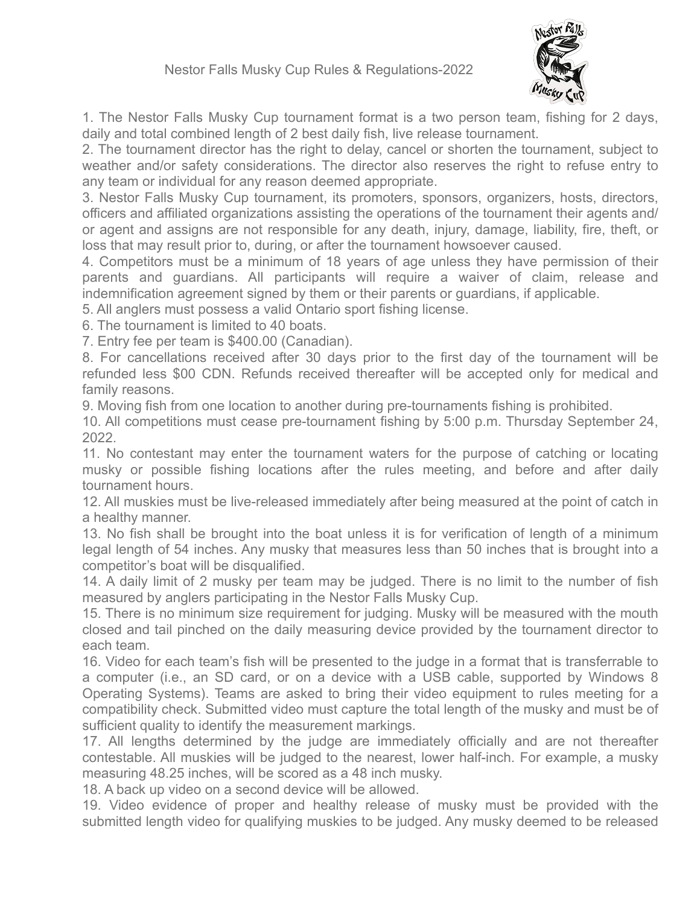# Nestor Falls Musky Cup Rules & Regulations-2022

1. The Nestor Falls Musky Cup tournament format is a two person team, fishing for 2 days, daily and total combined length of 2 best daily fish, live release tournament.
2. The tournament director has the right to delay, cancel or shorten the tournament, subject to weather and/or safety considerations. The director also reserves the right to refuse entry to any team or individual for any reason deemed appropriate.
3. Nestor Falls Musky Cup tournament, its promoters, sponsors, organizers, hosts, directors, officers and affiliated organizations assisting the operations of the tournament their agents and/ or agent and assigns are not responsible for any death, injury, damage, liability, fire, theft, or loss that may result prior to, during, or after the tournament howsoever caused.
4. Competitors must be a minimum of 18 years of age unless they have permission of their parents and guardians. All participants will require a waiver of claim, release and indemnification agreement signed by them or their parents or guardians, if applicable.
5. All anglers must possess a valid Ontario sport fishing license.
6. The tournament is limited to 40 boats.
7. Entry fee per team is $400.00 (Canadian).
8. For cancellations received after 30 days prior to the first day of the tournament will be refunded less $00 CDN. Refunds received thereafter will be accepted only for medical and family reasons.
9. Moving fish from one location to another during pre-tournaments fishing is prohibited.
10. All competitions must cease pre-tournament fishing by 5:00 p.m. Thursday September 24, 2022.
11. No contestant may enter the tournament waters for the purpose of catching or locating musky or possible fishing locations after the rules meeting, and before and after daily tournament hours.
12. All muskies must be live-released immediately after being measured at the point of catch in a healthy manner.
13. No fish shall be brought into the boat unless it is for verification of length of a minimum legal length of 54 inches. Any musky that measures less than 50 inches that is brought into a competitor's boat will be disqualified.
14. A daily limit of 2 musky per team may be judged. There is no limit to the number of fish measured by anglers participating in the Nestor Falls Musky Cup.
15. There is no minimum size requirement for judging. Musky will be measured with the mouth closed and tail pinched on the daily measuring device provided by the tournament director to each team.
16. Video for each team's fish will be presented to the judge in a format that is transferrable to a computer (i.e., an SD card, or on a device with a USB cable, supported by Windows 8 Operating Systems). Teams are asked to bring their video equipment to rules meeting for a compatibility check. Submitted video must capture the total length of the musky and must be of sufficient quality to identify the measurement markings.
17. All lengths determined by the judge are immediately officially and are not thereafter contestable. All muskies will be judged to the nearest, lower half-inch. For example, a musky measuring 48.25 inches, will be scored as a 48 inch musky.
18. A back up video on a second device will be allowed.
19. Video evidence of proper and healthy release of musky must be provided with the submitted length video for qualifying muskies to be judged. Any musky deemed to be released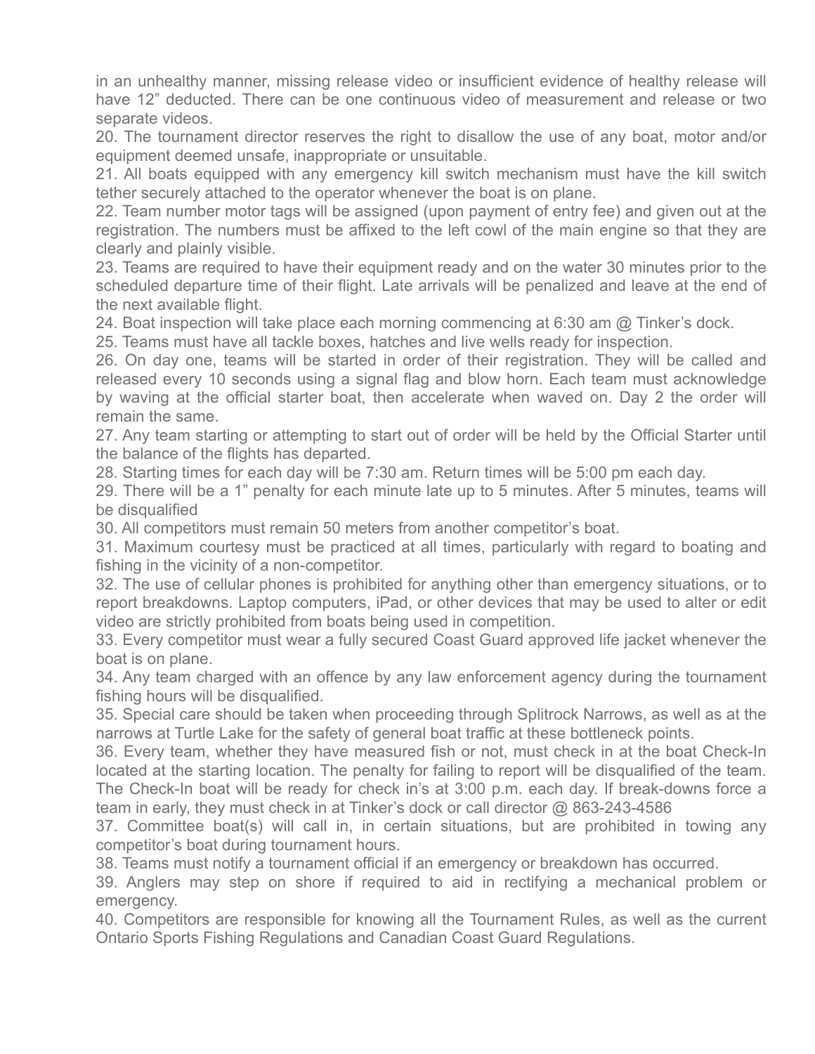in an unhealthy manner, missing release video or insufficient evidence of healthy release will have 12” deducted. There can be one continuous video of measurement and release or two separate videos.

20. The tournament director reserves the right to disallow the use of any boat, motor and/or equipment deemed unsafe, inappropriate or unsuitable.

21. All boats equipped with any emergency kill switch mechanism must have the kill switch tether securely attached to the operator whenever the boat is on plane.

22. Team number motor tags will be assigned (upon payment of entry fee) and given out at the registration. The numbers must be affixed to the left cowl of the main engine so that they are clearly and plainly visible.

23. Teams are required to have their equipment ready and on the water 30 minutes prior to the scheduled departure time of their flight. Late arrivals will be penalized and leave at the end of the next available flight.

24. Boat inspection will take place each morning commencing at 6:30 am @ Tinker’s dock.

25. Teams must have all tackle boxes, hatches and live wells ready for inspection.

26. On day one, teams will be started in order of their registration. They will be called and released every 10 seconds using a signal flag and blow horn. Each team must acknowledge by waving at the official starter boat, then accelerate when waved on. Day 2 the order will remain the same.

27. Any team starting or attempting to start out of order will be held by the Official Starter until the balance of the flights has departed.

28. Starting times for each day will be 7:30 am. Return times will be 5:00 pm each day.

29. There will be a 1” penalty for each minute late up to 5 minutes. After 5 minutes, teams will be disqualified

30. All competitors must remain 50 meters from another competitor’s boat.

31. Maximum courtesy must be practiced at all times, particularly with regard to boating and fishing in the vicinity of a non-competitor.

32. The use of cellular phones is prohibited for anything other than emergency situations, or to report breakdowns. Laptop computers, iPad, or other devices that may be used to alter or edit video are strictly prohibited from boats being used in competition.

33. Every competitor must wear a fully secured Coast Guard approved life jacket whenever the boat is on plane.

34. Any team charged with an offence by any law enforcement agency during the tournament fishing hours will be disqualified.

35. Special care should be taken when proceeding through Splitrock Narrows, as well as at the narrows at Turtle Lake for the safety of general boat traffic at these bottleneck points.

36. Every team, whether they have measured fish or not, must check in at the boat Check-In located at the starting location. The penalty for failing to report will be disqualified of the team. The Check-In boat will be ready for check in’s at 3:00 p.m. each day. If break-downs force a team in early, they must check in at Tinker’s dock or call director @ 863-243-4586

37. Committee boat(s) will call in, in certain situations, but are prohibited in towing any competitor’s boat during tournament hours.

38. Teams must notify a tournament official if an emergency or breakdown has occurred.

39. Anglers may step on shore if required to aid in rectifying a mechanical problem or emergency.

40. Competitors are responsible for knowing all the Tournament Rules, as well as the current Ontario Sports Fishing Regulations and Canadian Coast Guard Regulations.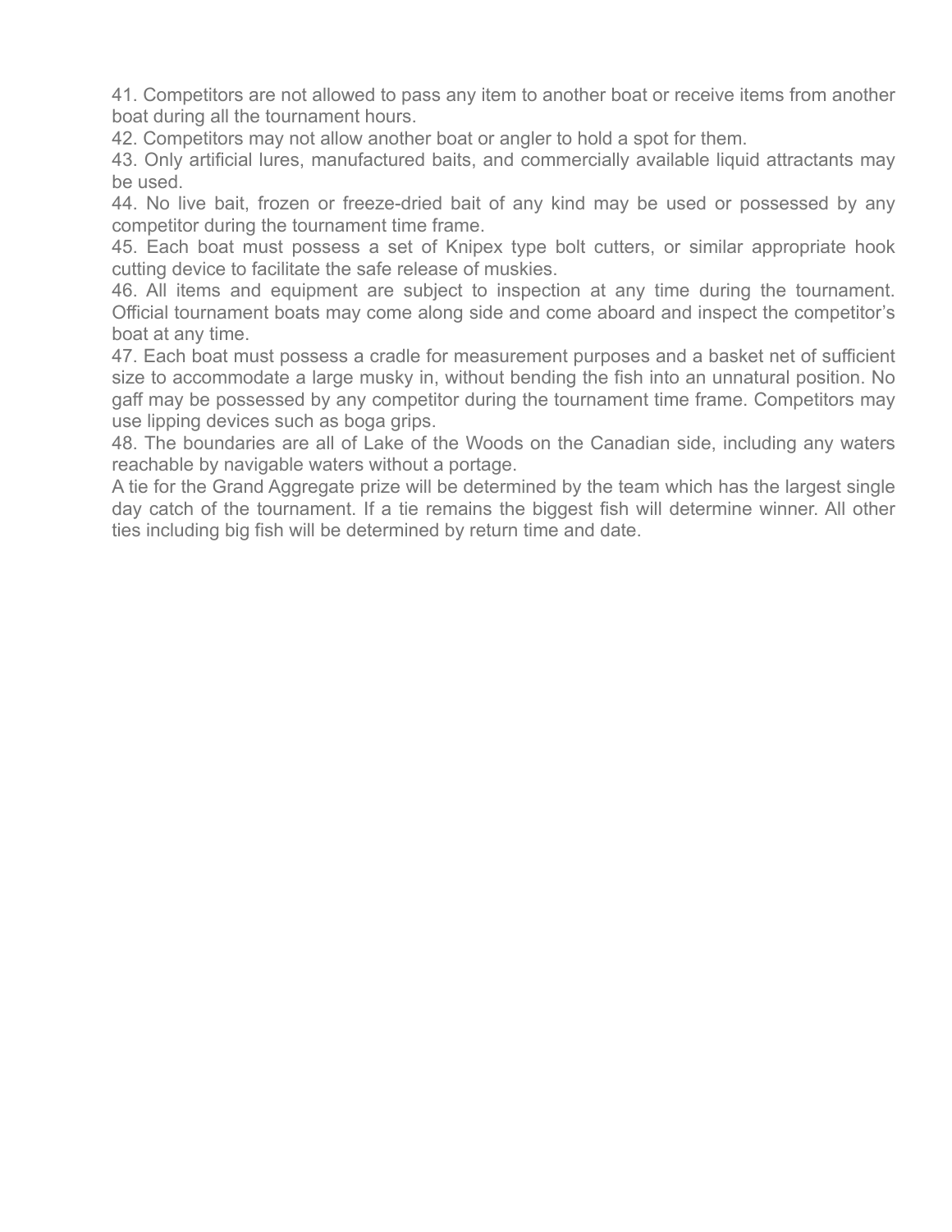41. Competitors are not allowed to pass any item to another boat or receive items from another boat during all the tournament hours.
42. Competitors may not allow another boat or angler to hold a spot for them.
43. Only artificial lures, manufactured baits, and commercially available liquid attractants may be used.
44. No live bait, frozen or freeze-dried bait of any kind may be used or possessed by any competitor during the tournament time frame.
45. Each boat must possess a set of Knipex type bolt cutters, or similar appropriate hook cutting device to facilitate the safe release of muskies.
46. All items and equipment are subject to inspection at any time during the tournament. Official tournament boats may come along side and come aboard and inspect the competitor's boat at any time.
47. Each boat must possess a cradle for measurement purposes and a basket net of sufficient size to accommodate a large musky in, without bending the fish into an unnatural position. No gaff may be possessed by any competitor during the tournament time frame. Competitors may use lipping devices such as boga grips.
48. The boundaries are all of Lake of the Woods on the Canadian side, including any waters reachable by navigable waters without a portage.

A tie for the Grand Aggregate prize will be determined by the team which has the largest single day catch of the tournament. If a tie remains the biggest fish will determine winner. All other ties including big fish will be determined by return time and date.